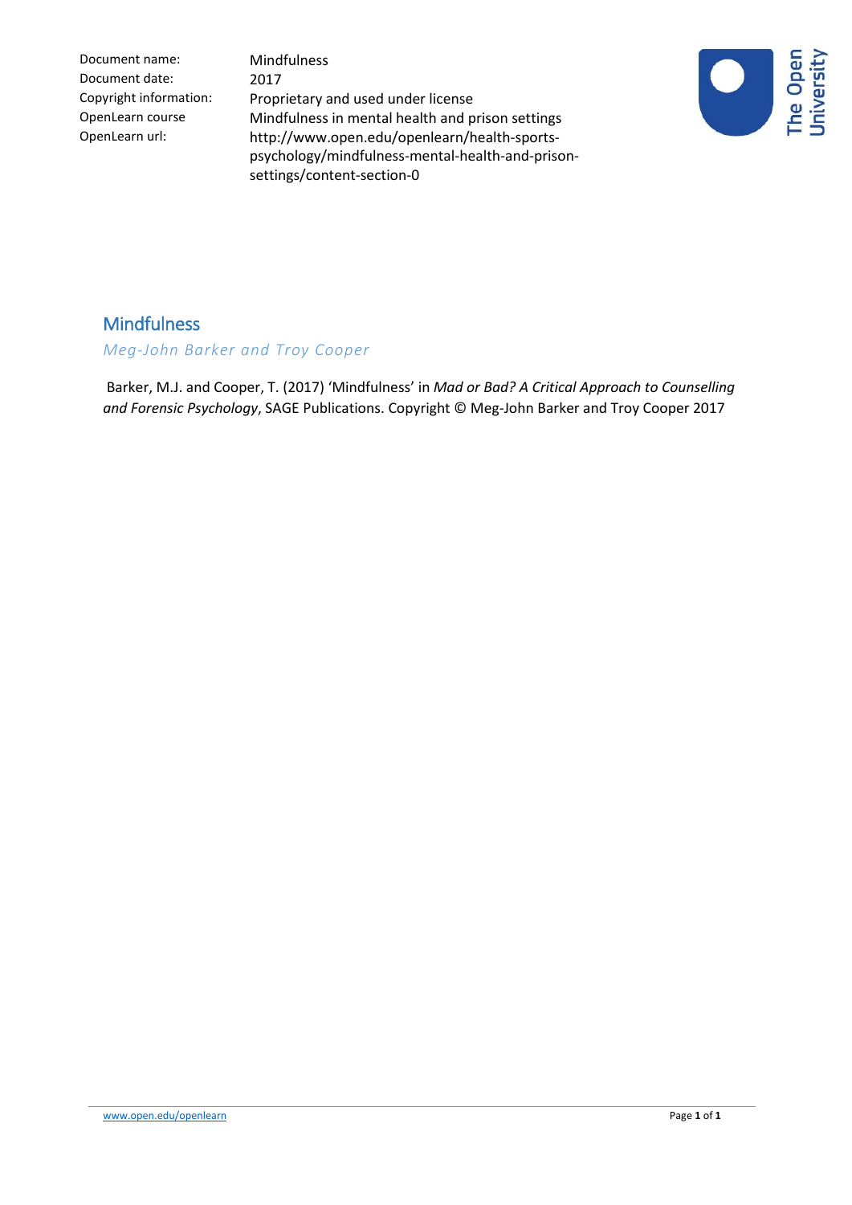| | |
|---|---|
| Document name: | Mindfulness |
| Document date: | 2017 |
| Copyright information: | Proprietary and used under license |
| OpenLearn course | Mindfulness in mental health and prison settings |
| OpenLearn url: | http://www.open.edu/openlearn/health-sports-psychology/mindfulness-mental-health-and-prison-settings/content-section-0 |

# Mindfulness

*Meg-John Barker and Troy Cooper*

Barker, M.J. and Cooper, T. (2017) 'Mindfulness' in *Mad or Bad? A Critical Approach to Counselling and Forensic Psychology*, SAGE Publications. Copyright © Meg-John Barker and Troy Cooper 2017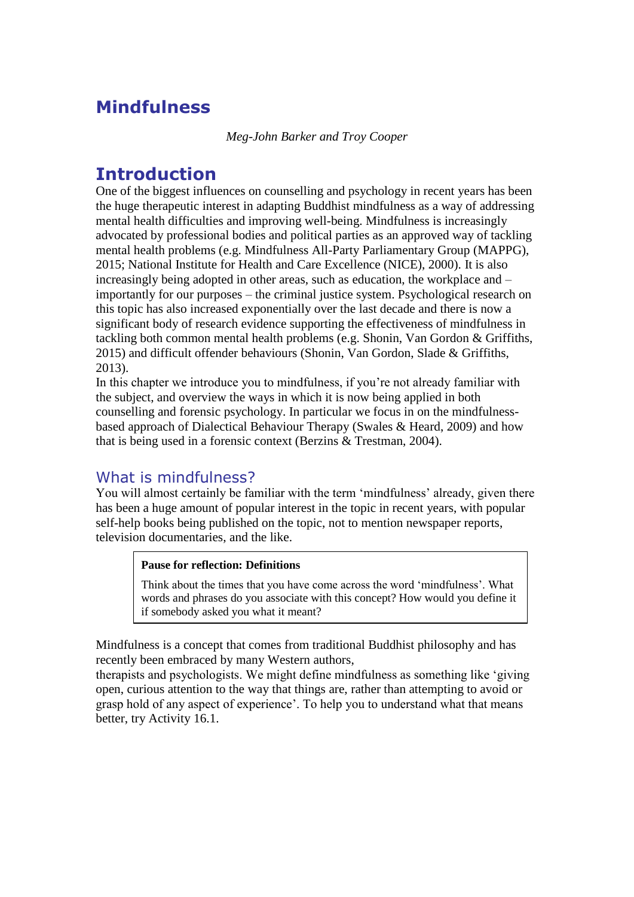# Mindfulness

*Meg-John Barker and Troy Cooper*

# Introduction

One of the biggest influences on counselling and psychology in recent years has been the huge therapeutic interest in adapting Buddhist mindfulness as a way of addressing mental health difficulties and improving well-being. Mindfulness is increasingly advocated by professional bodies and political parties as an approved way of tackling mental health problems (e.g. Mindfulness All-Party Parliamentary Group (MAPPG), 2015; National Institute for Health and Care Excellence (NICE), 2000). It is also increasingly being adopted in other areas, such as education, the workplace and – importantly for our purposes – the criminal justice system. Psychological research on this topic has also increased exponentially over the last decade and there is now a significant body of research evidence supporting the effectiveness of mindfulness in tackling both common mental health problems (e.g. Shonin, Van Gordon & Griffiths, 2015) and difficult offender behaviours (Shonin, Van Gordon, Slade & Griffiths, 2013).

In this chapter we introduce you to mindfulness, if you're not already familiar with the subject, and overview the ways in which it is now being applied in both counselling and forensic psychology. In particular we focus in on the mindfulness-based approach of Dialectical Behaviour Therapy (Swales & Heard, 2009) and how that is being used in a forensic context (Berzins & Trestman, 2004).

## What is mindfulness?

You will almost certainly be familiar with the term 'mindfulness' already, given there has been a huge amount of popular interest in the topic in recent years, with popular self-help books being published on the topic, not to mention newspaper reports, television documentaries, and the like.

> **Pause for reflection: Definitions**
>
> Think about the times that you have come across the word 'mindfulness'. What words and phrases do you associate with this concept? How would you define it if somebody asked you what it meant?

Mindfulness is a concept that comes from traditional Buddhist philosophy and has recently been embraced by many Western authors, therapists and psychologists. We might define mindfulness as something like 'giving open, curious attention to the way that things are, rather than attempting to avoid or grasp hold of any aspect of experience'. To help you to understand what that means better, try Activity 16.1.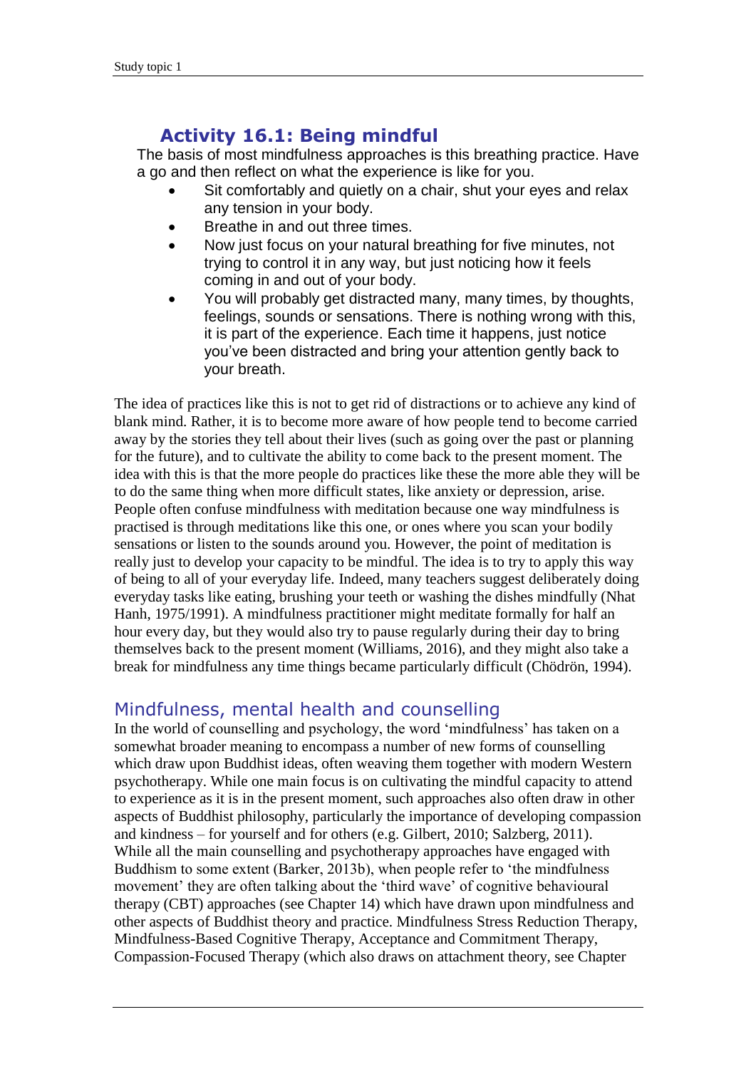### Activity 16.1: Being mindful

The basis of most mindfulness approaches is this breathing practice. Have a go and then reflect on what the experience is like for you.

- Sit comfortably and quietly on a chair, shut your eyes and relax any tension in your body.
- Breathe in and out three times.
- Now just focus on your natural breathing for five minutes, not trying to control it in any way, but just noticing how it feels coming in and out of your body.
- You will probably get distracted many, many times, by thoughts, feelings, sounds or sensations. There is nothing wrong with this, it is part of the experience. Each time it happens, just notice you've been distracted and bring your attention gently back to your breath.

The idea of practices like this is not to get rid of distractions or to achieve any kind of blank mind. Rather, it is to become more aware of how people tend to become carried away by the stories they tell about their lives (such as going over the past or planning for the future), and to cultivate the ability to come back to the present moment. The idea with this is that the more people do practices like these the more able they will be to do the same thing when more difficult states, like anxiety or depression, arise. People often confuse mindfulness with meditation because one way mindfulness is practised is through meditations like this one, or ones where you scan your bodily sensations or listen to the sounds around you. However, the point of meditation is really just to develop your capacity to be mindful. The idea is to try to apply this way of being to all of your everyday life. Indeed, many teachers suggest deliberately doing everyday tasks like eating, brushing your teeth or washing the dishes mindfully (Nhat Hanh, 1975/1991). A mindfulness practitioner might meditate formally for half an hour every day, but they would also try to pause regularly during their day to bring themselves back to the present moment (Williams, 2016), and they might also take a break for mindfulness any time things became particularly difficult (Chödrön, 1994).

## Mindfulness, mental health and counselling

In the world of counselling and psychology, the word 'mindfulness' has taken on a somewhat broader meaning to encompass a number of new forms of counselling which draw upon Buddhist ideas, often weaving them together with modern Western psychotherapy. While one main focus is on cultivating the mindful capacity to attend to experience as it is in the present moment, such approaches also often draw in other aspects of Buddhist philosophy, particularly the importance of developing compassion and kindness – for yourself and for others (e.g. Gilbert, 2010; Salzberg, 2011). While all the main counselling and psychotherapy approaches have engaged with Buddhism to some extent (Barker, 2013b), when people refer to 'the mindfulness movement' they are often talking about the 'third wave' of cognitive behavioural therapy (CBT) approaches (see Chapter 14) which have drawn upon mindfulness and other aspects of Buddhist theory and practice. Mindfulness Stress Reduction Therapy, Mindfulness-Based Cognitive Therapy, Acceptance and Commitment Therapy, Compassion-Focused Therapy (which also draws on attachment theory, see Chapter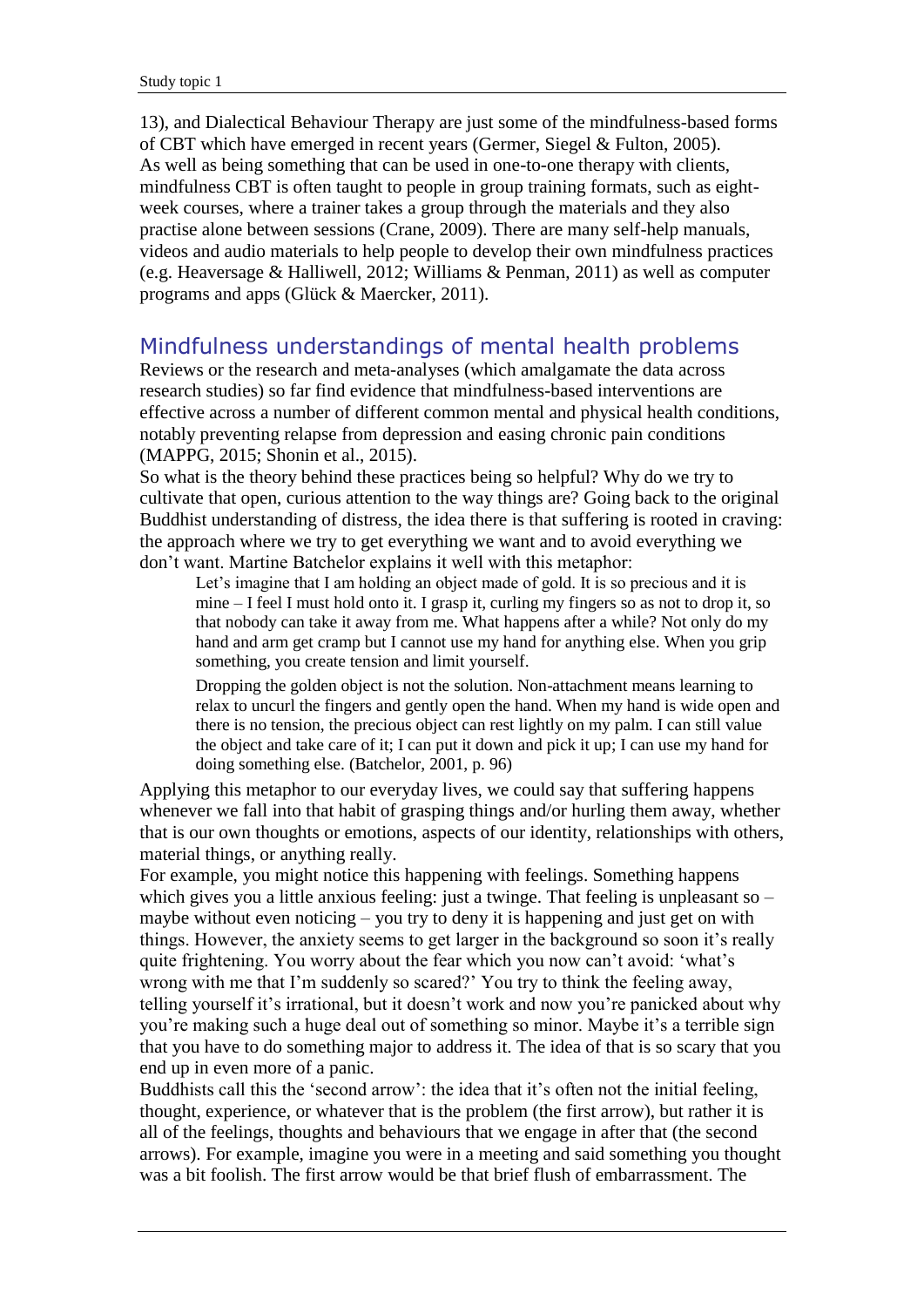13), and Dialectical Behaviour Therapy are just some of the mindfulness-based forms of CBT which have emerged in recent years (Germer, Siegel & Fulton, 2005).

As well as being something that can be used in one-to-one therapy with clients, mindfulness CBT is often taught to people in group training formats, such as eight-week courses, where a trainer takes a group through the materials and they also practise alone between sessions (Crane, 2009). There are many self-help manuals, videos and audio materials to help people to develop their own mindfulness practices (e.g. Heaversage & Halliwell, 2012; Williams & Penman, 2011) as well as computer programs and apps (Glück & Maercker, 2011).

## Mindfulness understandings of mental health problems

Reviews or the research and meta-analyses (which amalgamate the data across research studies) so far find evidence that mindfulness-based interventions are effective across a number of different common mental and physical health conditions, notably preventing relapse from depression and easing chronic pain conditions (MAPPG, 2015; Shonin et al., 2015).

So what is the theory behind these practices being so helpful? Why do we try to cultivate that open, curious attention to the way things are? Going back to the original Buddhist understanding of distress, the idea there is that suffering is rooted in craving: the approach where we try to get everything we want and to avoid everything we don't want. Martine Batchelor explains it well with this metaphor:

> Let's imagine that I am holding an object made of gold. It is so precious and it is mine – I feel I must hold onto it. I grasp it, curling my fingers so as not to drop it, so that nobody can take it away from me. What happens after a while? Not only do my hand and arm get cramp but I cannot use my hand for anything else. When you grip something, you create tension and limit yourself.
>
> Dropping the golden object is not the solution. Non-attachment means learning to relax to uncurl the fingers and gently open the hand. When my hand is wide open and there is no tension, the precious object can rest lightly on my palm. I can still value the object and take care of it; I can put it down and pick it up; I can use my hand for doing something else. (Batchelor, 2001, p. 96)

Applying this metaphor to our everyday lives, we could say that suffering happens whenever we fall into that habit of grasping things and/or hurling them away, whether that is our own thoughts or emotions, aspects of our identity, relationships with others, material things, or anything really.

For example, you might notice this happening with feelings. Something happens which gives you a little anxious feeling: just a twinge. That feeling is unpleasant so – maybe without even noticing – you try to deny it is happening and just get on with things. However, the anxiety seems to get larger in the background so soon it's really quite frightening. You worry about the fear which you now can't avoid: 'what's wrong with me that I'm suddenly so scared?' You try to think the feeling away, telling yourself it's irrational, but it doesn't work and now you're panicked about why you're making such a huge deal out of something so minor. Maybe it's a terrible sign that you have to do something major to address it. The idea of that is so scary that you end up in even more of a panic.

Buddhists call this the 'second arrow': the idea that it's often not the initial feeling, thought, experience, or whatever that is the problem (the first arrow), but rather it is all of the feelings, thoughts and behaviours that we engage in after that (the second arrows). For example, imagine you were in a meeting and said something you thought was a bit foolish. The first arrow would be that brief flush of embarrassment. The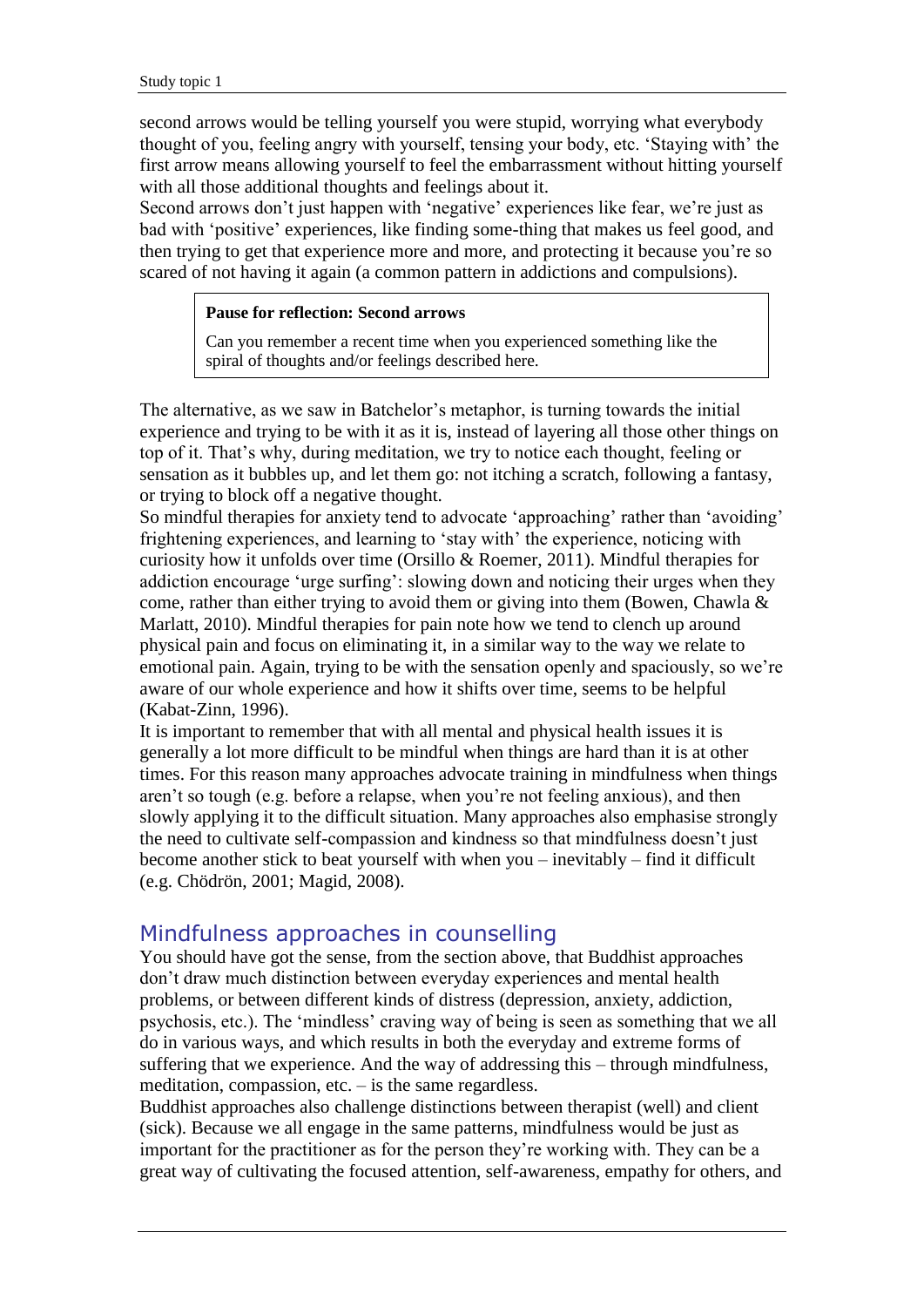second arrows would be telling yourself you were stupid, worrying what everybody thought of you, feeling angry with yourself, tensing your body, etc. 'Staying with' the first arrow means allowing yourself to feel the embarrassment without hitting yourself with all those additional thoughts and feelings about it.

Second arrows don't just happen with 'negative' experiences like fear, we're just as bad with 'positive' experiences, like finding some-thing that makes us feel good, and then trying to get that experience more and more, and protecting it because you're so scared of not having it again (a common pattern in addictions and compulsions).

> **Pause for reflection: Second arrows**
>
> Can you remember a recent time when you experienced something like the spiral of thoughts and/or feelings described here.

The alternative, as we saw in Batchelor's metaphor, is turning towards the initial experience and trying to be with it as it is, instead of layering all those other things on top of it. That's why, during meditation, we try to notice each thought, feeling or sensation as it bubbles up, and let them go: not itching a scratch, following a fantasy, or trying to block off a negative thought.

So mindful therapies for anxiety tend to advocate 'approaching' rather than 'avoiding' frightening experiences, and learning to 'stay with' the experience, noticing with curiosity how it unfolds over time (Orsillo & Roemer, 2011). Mindful therapies for addiction encourage 'urge surfing': slowing down and noticing their urges when they come, rather than either trying to avoid them or giving into them (Bowen, Chawla & Marlatt, 2010). Mindful therapies for pain note how we tend to clench up around physical pain and focus on eliminating it, in a similar way to the way we relate to emotional pain. Again, trying to be with the sensation openly and spaciously, so we're aware of our whole experience and how it shifts over time, seems to be helpful (Kabat-Zinn, 1996).

It is important to remember that with all mental and physical health issues it is generally a lot more difficult to be mindful when things are hard than it is at other times. For this reason many approaches advocate training in mindfulness when things aren't so tough (e.g. before a relapse, when you're not feeling anxious), and then slowly applying it to the difficult situation. Many approaches also emphasise strongly the need to cultivate self-compassion and kindness so that mindfulness doesn't just become another stick to beat yourself with when you – inevitably – find it difficult (e.g. Chödrön, 2001; Magid, 2008).

## Mindfulness approaches in counselling

You should have got the sense, from the section above, that Buddhist approaches don't draw much distinction between everyday experiences and mental health problems, or between different kinds of distress (depression, anxiety, addiction, psychosis, etc.). The 'mindless' craving way of being is seen as something that we all do in various ways, and which results in both the everyday and extreme forms of suffering that we experience. And the way of addressing this – through mindfulness, meditation, compassion, etc. – is the same regardless.

Buddhist approaches also challenge distinctions between therapist (well) and client (sick). Because we all engage in the same patterns, mindfulness would be just as important for the practitioner as for the person they're working with. They can be a great way of cultivating the focused attention, self-awareness, empathy for others, and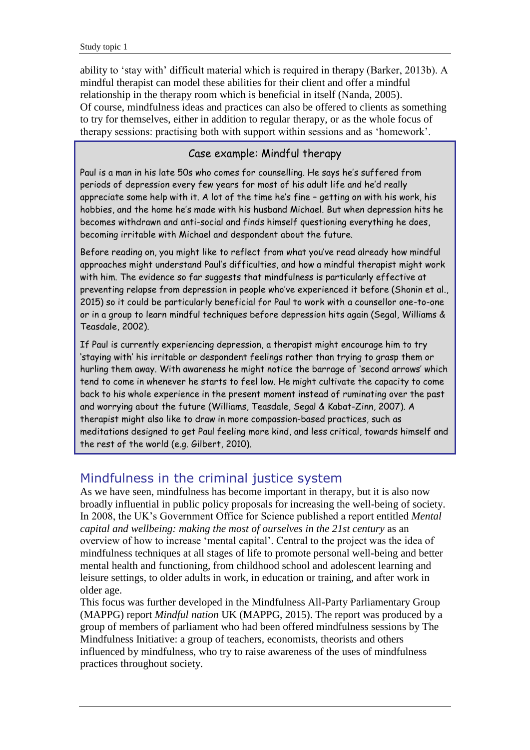ability to 'stay with' difficult material which is required in therapy (Barker, 2013b). A mindful therapist can model these abilities for their client and offer a mindful relationship in the therapy room which is beneficial in itself (Nanda, 2005).
Of course, mindfulness ideas and practices can also be offered to clients as something to try for themselves, either in addition to regular therapy, or as the whole focus of therapy sessions: practising both with support within sessions and as 'homework'.

> ### Case example: Mindful therapy
>
> Paul is a man in his late 50s who comes for counselling. He says he's suffered from periods of depression every few years for most of his adult life and he'd really appreciate some help with it. A lot of the time he's fine – getting on with his work, his hobbies, and the home he's made with his husband Michael. But when depression hits he becomes withdrawn and anti-social and finds himself questioning everything he does, becoming irritable with Michael and despondent about the future.
>
> Before reading on, you might like to reflect from what you've read already how mindful approaches might understand Paul's difficulties, and how a mindful therapist might work with him. The evidence so far suggests that mindfulness is particularly effective at preventing relapse from depression in people who've experienced it before (Shonin et al., 2015) so it could be particularly beneficial for Paul to work with a counsellor one-to-one or in a group to learn mindful techniques before depression hits again (Segal, Williams & Teasdale, 2002).
>
> If Paul is currently experiencing depression, a therapist might encourage him to try 'staying with' his irritable or despondent feelings rather than trying to grasp them or hurling them away. With awareness he might notice the barrage of 'second arrows' which tend to come in whenever he starts to feel low. He might cultivate the capacity to come back to his whole experience in the present moment instead of ruminating over the past and worrying about the future (Williams, Teasdale, Segal & Kabat-Zinn, 2007). A therapist might also like to draw in more compassion-based practices, such as meditations designed to get Paul feeling more kind, and less critical, towards himself and the rest of the world (e.g. Gilbert, 2010).

## Mindfulness in the criminal justice system

As we have seen, mindfulness has become important in therapy, but it is also now broadly influential in public policy proposals for increasing the well-being of society. In 2008, the UK's Government Office for Science published a report entitled *Mental capital and wellbeing: making the most of ourselves in the 21st century* as an overview of how to increase 'mental capital'. Central to the project was the idea of mindfulness techniques at all stages of life to promote personal well-being and better mental health and functioning, from childhood school and adolescent learning and leisure settings, to older adults in work, in education or training, and after work in older age.
This focus was further developed in the Mindfulness All-Party Parliamentary Group (MAPPG) report *Mindful nation* UK (MAPPG, 2015). The report was produced by a group of members of parliament who had been offered mindfulness sessions by The Mindfulness Initiative: a group of teachers, economists, theorists and others influenced by mindfulness, who try to raise awareness of the uses of mindfulness practices throughout society.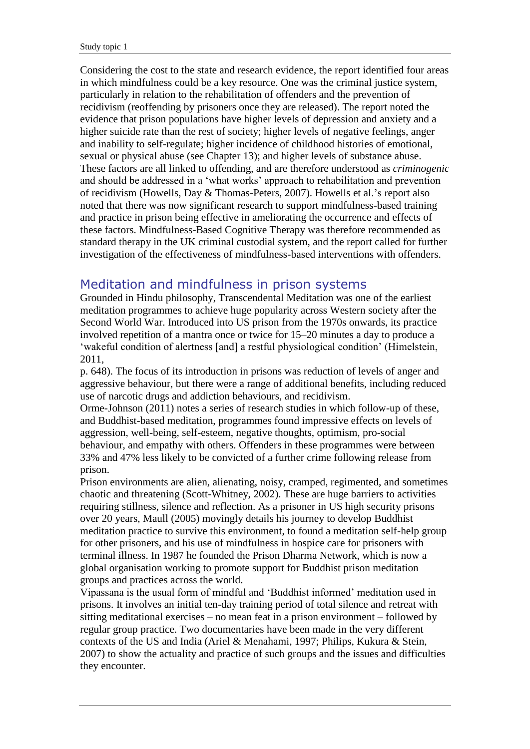Considering the cost to the state and research evidence, the report identified four areas in which mindfulness could be a key resource. One was the criminal justice system, particularly in relation to the rehabilitation of offenders and the prevention of recidivism (reoffending by prisoners once they are released). The report noted the evidence that prison populations have higher levels of depression and anxiety and a higher suicide rate than the rest of society; higher levels of negative feelings, anger and inability to self-regulate; higher incidence of childhood histories of emotional, sexual or physical abuse (see Chapter 13); and higher levels of substance abuse. These factors are all linked to offending, and are therefore understood as *criminogenic* and should be addressed in a 'what works' approach to rehabilitation and prevention of recidivism (Howells, Day & Thomas-Peters, 2007). Howells et al.'s report also noted that there was now significant research to support mindfulness-based training and practice in prison being effective in ameliorating the occurrence and effects of these factors. Mindfulness-Based Cognitive Therapy was therefore recommended as standard therapy in the UK criminal custodial system, and the report called for further investigation of the effectiveness of mindfulness-based interventions with offenders.

## Meditation and mindfulness in prison systems

Grounded in Hindu philosophy, Transcendental Meditation was one of the earliest meditation programmes to achieve huge popularity across Western society after the Second World War. Introduced into US prison from the 1970s onwards, its practice involved repetition of a mantra once or twice for 15–20 minutes a day to produce a 'wakeful condition of alertness [and] a restful physiological condition' (Himelstein, 2011, p. 648). The focus of its introduction in prisons was reduction of levels of anger and aggressive behaviour, but there were a range of additional benefits, including reduced use of narcotic drugs and addiction behaviours, and recidivism.

Orme-Johnson (2011) notes a series of research studies in which follow-up of these, and Buddhist-based meditation, programmes found impressive effects on levels of aggression, well-being, self-esteem, negative thoughts, optimism, pro-social behaviour, and empathy with others. Offenders in these programmes were between 33% and 47% less likely to be convicted of a further crime following release from prison.

Prison environments are alien, alienating, noisy, cramped, regimented, and sometimes chaotic and threatening (Scott-Whitney, 2002). These are huge barriers to activities requiring stillness, silence and reflection. As a prisoner in US high security prisons over 20 years, Maull (2005) movingly details his journey to develop Buddhist meditation practice to survive this environment, to found a meditation self-help group for other prisoners, and his use of mindfulness in hospice care for prisoners with terminal illness. In 1987 he founded the Prison Dharma Network, which is now a global organisation working to promote support for Buddhist prison meditation groups and practices across the world.

Vipassana is the usual form of mindful and 'Buddhist informed' meditation used in prisons. It involves an initial ten-day training period of total silence and retreat with sitting meditational exercises – no mean feat in a prison environment – followed by regular group practice. Two documentaries have been made in the very different contexts of the US and India (Ariel & Menahami, 1997; Philips, Kukura & Stein, 2007) to show the actuality and practice of such groups and the issues and difficulties they encounter.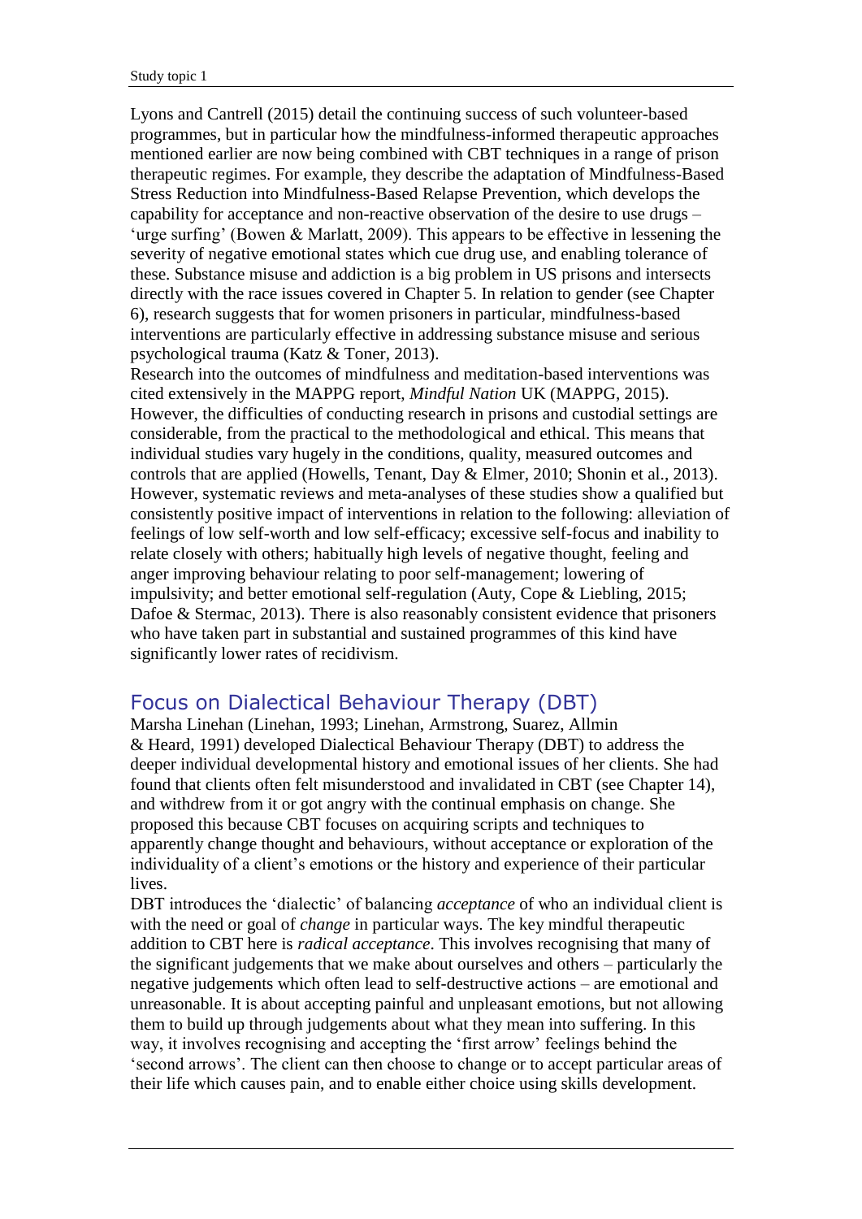Lyons and Cantrell (2015) detail the continuing success of such volunteer-based programmes, but in particular how the mindfulness-informed therapeutic approaches mentioned earlier are now being combined with CBT techniques in a range of prison therapeutic regimes. For example, they describe the adaptation of Mindfulness-Based Stress Reduction into Mindfulness-Based Relapse Prevention, which develops the capability for acceptance and non-reactive observation of the desire to use drugs – 'urge surfing' (Bowen & Marlatt, 2009). This appears to be effective in lessening the severity of negative emotional states which cue drug use, and enabling tolerance of these. Substance misuse and addiction is a big problem in US prisons and intersects directly with the race issues covered in Chapter 5. In relation to gender (see Chapter 6), research suggests that for women prisoners in particular, mindfulness-based interventions are particularly effective in addressing substance misuse and serious psychological trauma (Katz & Toner, 2013).

Research into the outcomes of mindfulness and meditation-based interventions was cited extensively in the MAPPG report, *Mindful Nation* UK (MAPPG, 2015). However, the difficulties of conducting research in prisons and custodial settings are considerable, from the practical to the methodological and ethical. This means that individual studies vary hugely in the conditions, quality, measured outcomes and controls that are applied (Howells, Tenant, Day & Elmer, 2010; Shonin et al., 2013). However, systematic reviews and meta-analyses of these studies show a qualified but consistently positive impact of interventions in relation to the following: alleviation of feelings of low self-worth and low self-efficacy; excessive self-focus and inability to relate closely with others; habitually high levels of negative thought, feeling and anger improving behaviour relating to poor self-management; lowering of impulsivity; and better emotional self-regulation (Auty, Cope & Liebling, 2015; Dafoe & Stermac, 2013). There is also reasonably consistent evidence that prisoners who have taken part in substantial and sustained programmes of this kind have significantly lower rates of recidivism.

## Focus on Dialectical Behaviour Therapy (DBT)

Marsha Linehan (Linehan, 1993; Linehan, Armstrong, Suarez, Allmin & Heard, 1991) developed Dialectical Behaviour Therapy (DBT) to address the deeper individual developmental history and emotional issues of her clients. She had found that clients often felt misunderstood and invalidated in CBT (see Chapter 14), and withdrew from it or got angry with the continual emphasis on change. She proposed this because CBT focuses on acquiring scripts and techniques to apparently change thought and behaviours, without acceptance or exploration of the individuality of a client's emotions or the history and experience of their particular lives.

DBT introduces the 'dialectic' of balancing *acceptance* of who an individual client is with the need or goal of *change* in particular ways. The key mindful therapeutic addition to CBT here is *radical acceptance*. This involves recognising that many of the significant judgements that we make about ourselves and others – particularly the negative judgements which often lead to self-destructive actions – are emotional and unreasonable. It is about accepting painful and unpleasant emotions, but not allowing them to build up through judgements about what they mean into suffering. In this way, it involves recognising and accepting the 'first arrow' feelings behind the 'second arrows'. The client can then choose to change or to accept particular areas of their life which causes pain, and to enable either choice using skills development.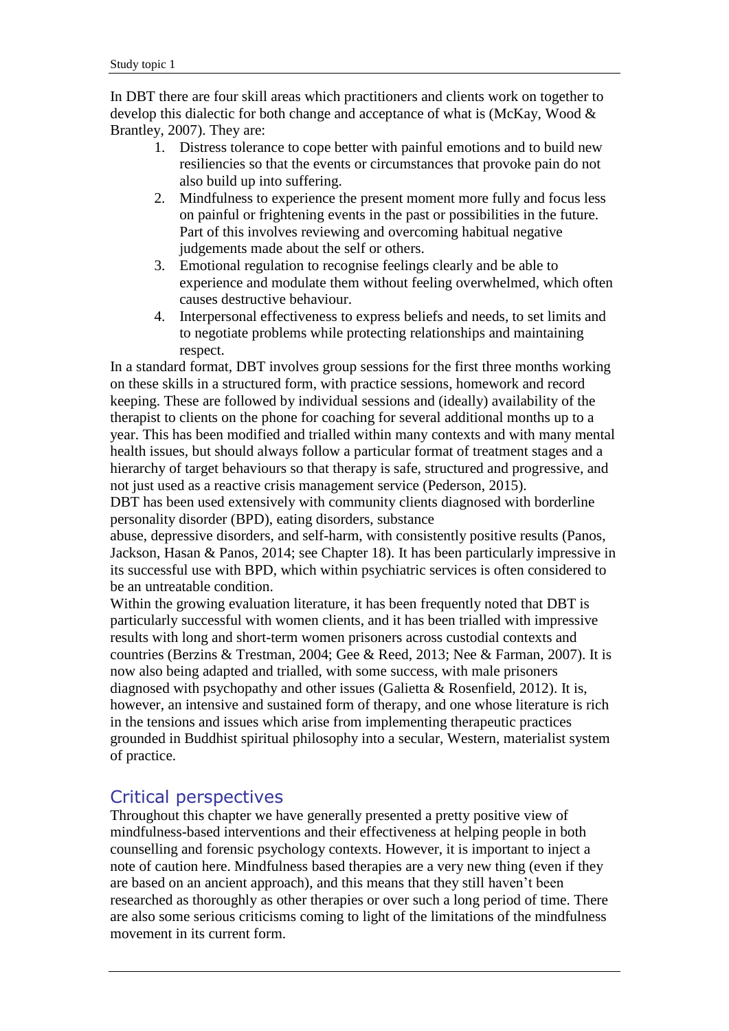In DBT there are four skill areas which practitioners and clients work on together to develop this dialectic for both change and acceptance of what is (McKay, Wood & Brantley, 2007). They are:

1. Distress tolerance to cope better with painful emotions and to build new resiliencies so that the events or circumstances that provoke pain do not also build up into suffering.
2. Mindfulness to experience the present moment more fully and focus less on painful or frightening events in the past or possibilities in the future. Part of this involves reviewing and overcoming habitual negative judgements made about the self or others.
3. Emotional regulation to recognise feelings clearly and be able to experience and modulate them without feeling overwhelmed, which often causes destructive behaviour.
4. Interpersonal effectiveness to express beliefs and needs, to set limits and to negotiate problems while protecting relationships and maintaining respect.

In a standard format, DBT involves group sessions for the first three months working on these skills in a structured form, with practice sessions, homework and record keeping. These are followed by individual sessions and (ideally) availability of the therapist to clients on the phone for coaching for several additional months up to a year. This has been modified and trialled within many contexts and with many mental health issues, but should always follow a particular format of treatment stages and a hierarchy of target behaviours so that therapy is safe, structured and progressive, and not just used as a reactive crisis management service (Pederson, 2015).

DBT has been used extensively with community clients diagnosed with borderline personality disorder (BPD), eating disorders, substance abuse, depressive disorders, and self-harm, with consistently positive results (Panos, Jackson, Hasan & Panos, 2014; see Chapter 18). It has been particularly impressive in its successful use with BPD, which within psychiatric services is often considered to be an untreatable condition.

Within the growing evaluation literature, it has been frequently noted that DBT is particularly successful with women clients, and it has been trialled with impressive results with long and short-term women prisoners across custodial contexts and countries (Berzins & Trestman, 2004; Gee & Reed, 2013; Nee & Farman, 2007). It is now also being adapted and trialled, with some success, with male prisoners diagnosed with psychopathy and other issues (Galietta & Rosenfield, 2012). It is, however, an intensive and sustained form of therapy, and one whose literature is rich in the tensions and issues which arise from implementing therapeutic practices grounded in Buddhist spiritual philosophy into a secular, Western, materialist system of practice.

## Critical perspectives

Throughout this chapter we have generally presented a pretty positive view of mindfulness-based interventions and their effectiveness at helping people in both counselling and forensic psychology contexts. However, it is important to inject a note of caution here. Mindfulness based therapies are a very new thing (even if they are based on an ancient approach), and this means that they still haven't been researched as thoroughly as other therapies or over such a long period of time. There are also some serious criticisms coming to light of the limitations of the mindfulness movement in its current form.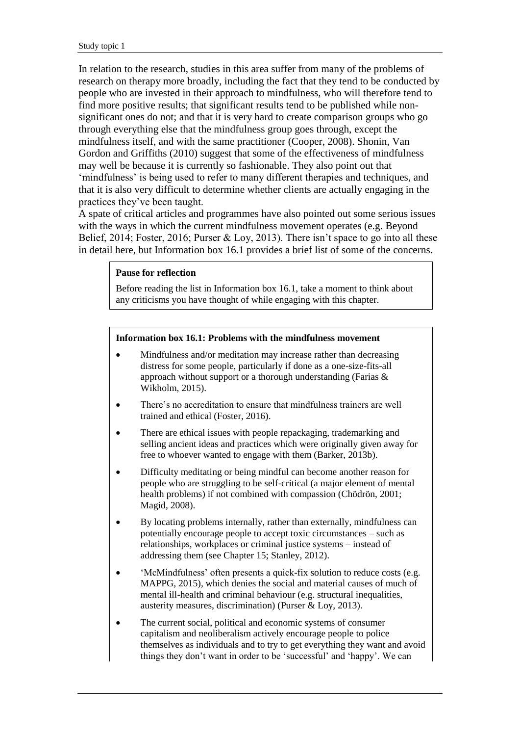In relation to the research, studies in this area suffer from many of the problems of research on therapy more broadly, including the fact that they tend to be conducted by people who are invested in their approach to mindfulness, who will therefore tend to find more positive results; that significant results tend to be published while non-significant ones do not; and that it is very hard to create comparison groups who go through everything else that the mindfulness group goes through, except the mindfulness itself, and with the same practitioner (Cooper, 2008). Shonin, Van Gordon and Griffiths (2010) suggest that some of the effectiveness of mindfulness may well be because it is currently so fashionable. They also point out that 'mindfulness' is being used to refer to many different therapies and techniques, and that it is also very difficult to determine whether clients are actually engaging in the practices they've been taught.

A spate of critical articles and programmes have also pointed out some serious issues with the ways in which the current mindfulness movement operates (e.g. Beyond Belief, 2014; Foster, 2016; Purser & Loy, 2013). There isn't space to go into all these in detail here, but Information box 16.1 provides a brief list of some of the concerns.

**Pause for reflection**

Before reading the list in Information box 16.1, take a moment to think about any criticisms you have thought of while engaging with this chapter.

**Information box 16.1: Problems with the mindfulness movement**

- Mindfulness and/or meditation may increase rather than decreasing distress for some people, particularly if done as a one-size-fits-all approach without support or a thorough understanding (Farias & Wikholm, 2015).
- There's no accreditation to ensure that mindfulness trainers are well trained and ethical (Foster, 2016).
- There are ethical issues with people repackaging, trademarking and selling ancient ideas and practices which were originally given away for free to whoever wanted to engage with them (Barker, 2013b).
- Difficulty meditating or being mindful can become another reason for people who are struggling to be self-critical (a major element of mental health problems) if not combined with compassion (Chödrön, 2001; Magid, 2008).
- By locating problems internally, rather than externally, mindfulness can potentially encourage people to accept toxic circumstances – such as relationships, workplaces or criminal justice systems – instead of addressing them (see Chapter 15; Stanley, 2012).
- 'McMindfulness' often presents a quick-fix solution to reduce costs (e.g. MAPPG, 2015), which denies the social and material causes of much of mental ill-health and criminal behaviour (e.g. structural inequalities, austerity measures, discrimination) (Purser & Loy, 2013).
- The current social, political and economic systems of consumer capitalism and neoliberalism actively encourage people to police themselves as individuals and to try to get everything they want and avoid things they don't want in order to be 'successful' and 'happy'. We can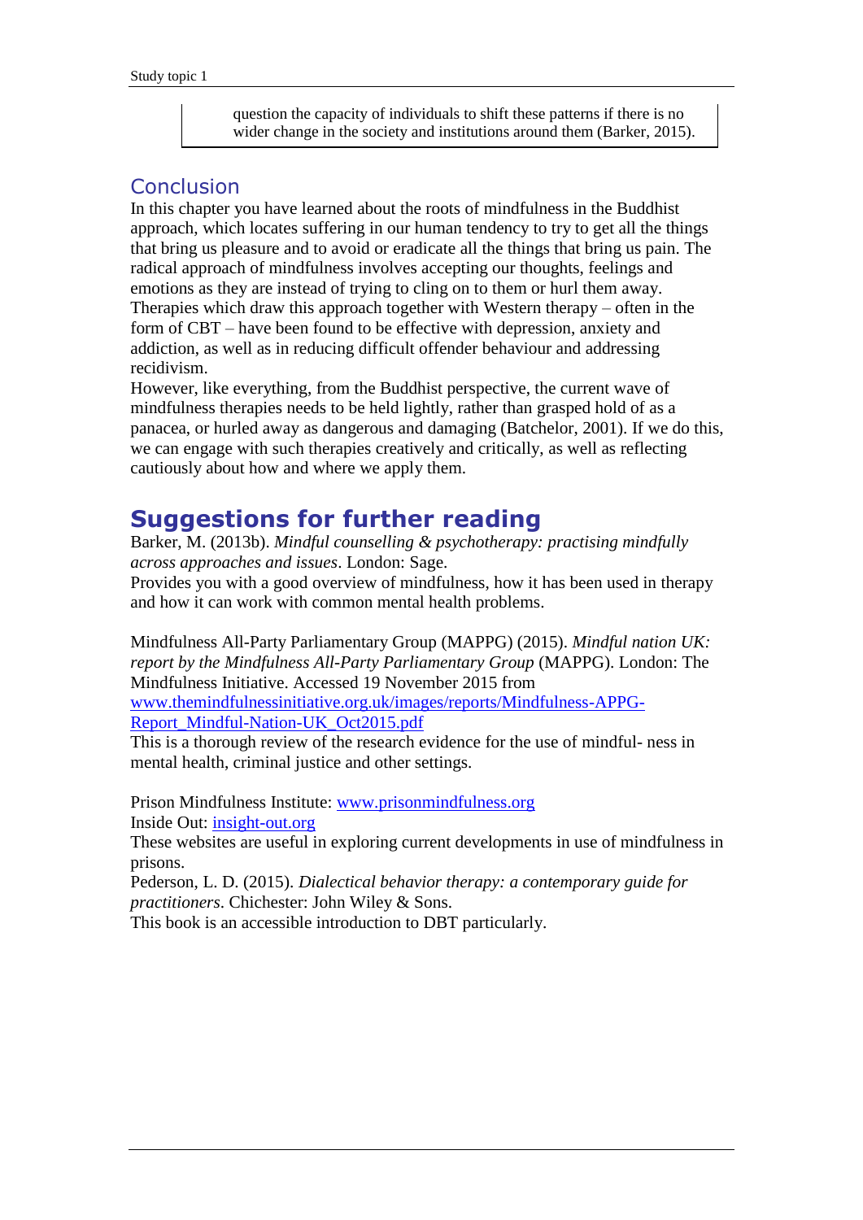question the capacity of individuals to shift these patterns if there is no wider change in the society and institutions around them (Barker, 2015).

## Conclusion

In this chapter you have learned about the roots of mindfulness in the Buddhist approach, which locates suffering in our human tendency to try to get all the things that bring us pleasure and to avoid or eradicate all the things that bring us pain. The radical approach of mindfulness involves accepting our thoughts, feelings and emotions as they are instead of trying to cling on to them or hurl them away. Therapies which draw this approach together with Western therapy – often in the form of CBT – have been found to be effective with depression, anxiety and addiction, as well as in reducing difficult offender behaviour and addressing recidivism.

However, like everything, from the Buddhist perspective, the current wave of mindfulness therapies needs to be held lightly, rather than grasped hold of as a panacea, or hurled away as dangerous and damaging (Batchelor, 2001). If we do this, we can engage with such therapies creatively and critically, as well as reflecting cautiously about how and where we apply them.

# Suggestions for further reading

Barker, M. (2013b). *Mindful counselling & psychotherapy: practising mindfully across approaches and issues*. London: Sage.

Provides you with a good overview of mindfulness, how it has been used in therapy and how it can work with common mental health problems.

Mindfulness All-Party Parliamentary Group (MAPPG) (2015). *Mindful nation UK: report by the Mindfulness All-Party Parliamentary Group* (MAPPG). London: The Mindfulness Initiative. Accessed 19 November 2015 from [www.themindfulnessinitiative.org.uk/images/reports/Mindfulness-APPG-Report_Mindful-Nation-UK_Oct2015.pdf](www.themindfulnessinitiative.org.uk/images/reports/Mindfulness-APPG-Report_Mindful-Nation-UK_Oct2015.pdf)

This is a thorough review of the research evidence for the use of mindful- ness in mental health, criminal justice and other settings.

Prison Mindfulness Institute: [www.prisonmindfulness.org](www.prisonmindfulness.org)

Inside Out: [insight-out.org](insight-out.org)

These websites are useful in exploring current developments in use of mindfulness in prisons.

Pederson, L. D. (2015). *Dialectical behavior therapy: a contemporary guide for practitioners*. Chichester: John Wiley & Sons.

This book is an accessible introduction to DBT particularly.